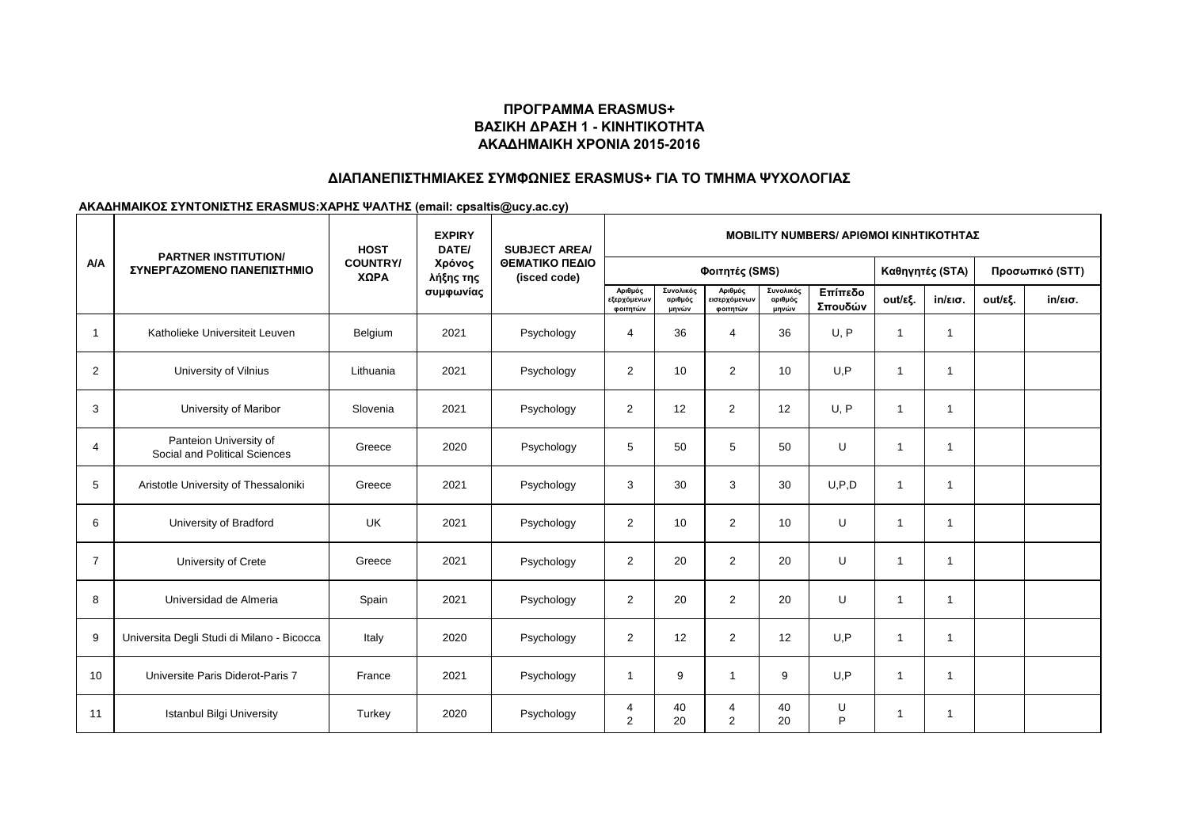**ΠΡΟΓΡΑΜΜΑ ERASMUS+**
**ΒΑΣΙΚΗ ΔΡΑΣΗ 1 - ΚΙΝΗΤΙΚΟΤΗΤΑ**
**ΑΚΑΔΗΜΑΙΚΗ ΧΡΟΝΙΑ 2015-2016**

## ΔΙΑΠΑΝΕΠΙΣΤΗΜΙΑΚΕΣ ΣΥΜΦΩΝΙΕΣ ERASMUS+ ΓΙΑ ΤΟ ΤΜΗΜΑ ΨΥΧΟΛΟΓΙΑΣ

**ΑΚΑΔΗΜΑΙΚΟΣ ΣΥΝΤΟΝΙΣΤΗΣ ERASMUS:ΧΑΡΗΣ ΨΑΛΤΗΣ (email: cpsaltis@ucy.ac.cy)**

| A/A | PARTNER INSTITUTION/ ΣΥΝΕΡΓΑΖΟΜΕΝΟ ΠΑΝΕΠΙΣΤΗΜΙΟ | HOST COUNTRY/ ΧΩΡΑ | EXPIRY DATE/ Χρόνος λήξης της συμφωνίας | SUBJECT AREA/ ΘΕΜΑΤΙΚΟ ΠΕΔΙΟ (isced code) | MOBILITY NUMBERS/ ΑΡΙΘΜΟΙ ΚΙΝΗΤΙΚΟΤΗΤΑΣ | | | | | | | | |
|---|---|---|---|---|---|---|---|---|---|---|---|---|---|
| | | | | | Φοιτητές (SMS) | | | | | Καθηγητές (STA) | | Προσωπικό (STT) | |
| | | | | | Αριθμός εξερχόμενων φοιτητών | Συνολικός αριθμός μηνών | Αριθμός εισερχόμενων φοιτητών | Συνολικός αριθμός μηνών | Επίπεδο Σπουδών | out/εξ. | in/εισ. | out/εξ. | in/εισ. |
| 1 | Katholieke Universiteit Leuven | Belgium | 2021 | Psychology | 4 | 36 | 4 | 36 | U, P | 1 | 1 | | |
| 2 | University of Vilnius | Lithuania | 2021 | Psychology | 2 | 10 | 2 | 10 | U,P | 1 | 1 | | |
| 3 | University of Maribor | Slovenia | 2021 | Psychology | 2 | 12 | 2 | 12 | U, P | 1 | 1 | | |
| 4 | Panteion University of Social and Political Sciences | Greece | 2020 | Psychology | 5 | 50 | 5 | 50 | U | 1 | 1 | | |
| 5 | Aristotle University of Thessaloniki | Greece | 2021 | Psychology | 3 | 30 | 3 | 30 | U,P,D | 1 | 1 | | |
| 6 | University of Bradford | UK | 2021 | Psychology | 2 | 10 | 2 | 10 | U | 1 | 1 | | |
| 7 | University of Crete | Greece | 2021 | Psychology | 2 | 20 | 2 | 20 | U | 1 | 1 | | |
| 8 | Universidad de Almeria | Spain | 2021 | Psychology | 2 | 20 | 2 | 20 | U | 1 | 1 | | |
| 9 | Universita Degli Studi di Milano - Bicocca | Italy | 2020 | Psychology | 2 | 12 | 2 | 12 | U,P | 1 | 1 | | |
| 10 | Universite Paris Diderot-Paris 7 | France | 2021 | Psychology | 1 | 9 | 1 | 9 | U,P | 1 | 1 | | |
| 11 | Istanbul Bilgi University | Turkey | 2020 | Psychology | 4<br>2 | 40<br>20 | 4<br>2 | 40<br>20 | U<br>P | 1 | 1 | | |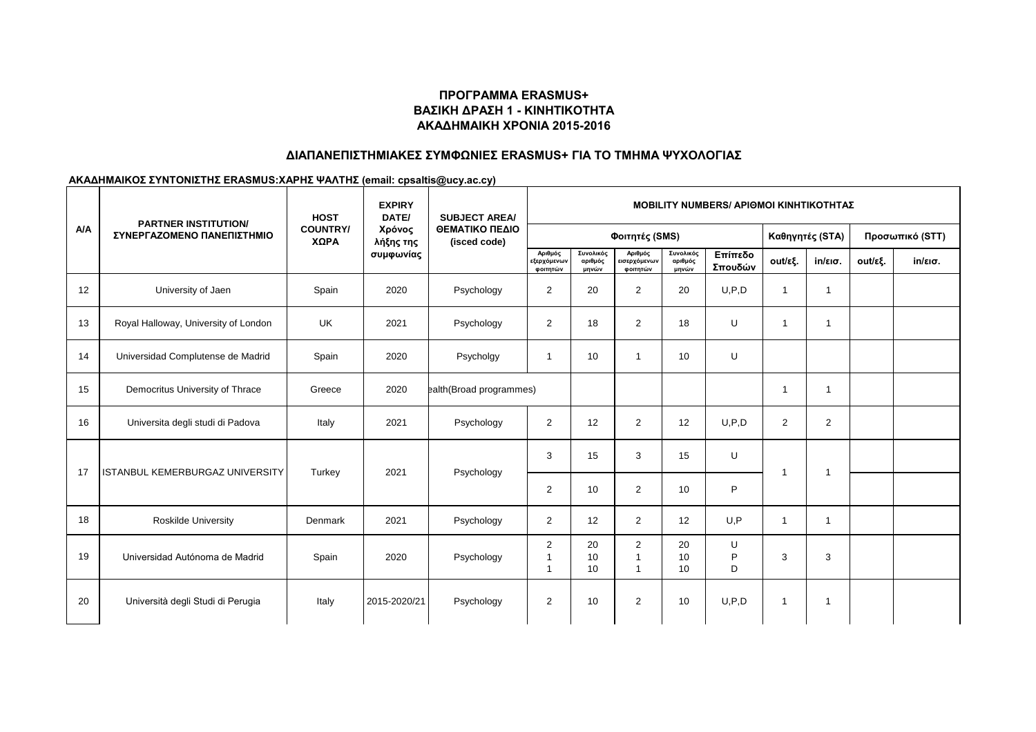**ΠΡΟΓΡΑΜΜΑ ERASMUS+**
**ΒΑΣΙΚΗ ΔΡΑΣΗ 1 - ΚΙΝΗΤΙΚΟΤΗΤΑ**
**ΑΚΑΔΗΜΑΙΚΗ ΧΡΟΝΙΑ 2015-2016**

**ΔΙΑΠΑΝΕΠΙΣΤΗΜΙΑΚΕΣ ΣΥΜΦΩΝΙΕΣ ERASMUS+ ΓΙΑ ΤΟ ΤΜΗΜΑ ΨΥΧΟΛΟΓΙΑΣ**

**ΑΚΑΔΗΜΑΙΚΟΣ ΣΥΝΤΟΝΙΣΤΗΣ ERASMUS:ΧΑΡΗΣ ΨΑΛΤΗΣ (email: cpsaltis@ucy.ac.cy)**

| A/A | PARTNER INSTITUTION/ ΣΥΝΕΡΓΑΖΟΜΕΝΟ ΠΑΝΕΠΙΣΤΗΜΙΟ | HOST COUNTRY/ ΧΩΡΑ | EXPIRY DATE/ Χρόνος λήξης της συμφωνίας | SUBJECT AREA/ ΘΕΜΑΤΙΚΟ ΠΕΔΙΟ (isced code) | MOBILITY NUMBERS/ ΑΡΙΘΜΟΙ ΚΙΝΗΤΙΚΟΤΗΤΑΣ | | | | | | | | |
|---|---|---|---|---|---|---|---|---|---|---|---|---|---|
| | | | | | Φοιτητές (SMS) | | | | | Καθηγητές (STA) | | Προσωπικό (STT) | |
| | | | | | Αριθμός εξερχόμενων φοιτητών | Συνολικός αριθμός μηνών | Αριθμός εισερχόμενων φοιτητών | Συνολικός αριθμός μηνών | Επίπεδο Σπουδών | out/εξ. | in/εισ. | out/εξ. | in/εισ. |
| 12 | University of Jaen | Spain | 2020 | Psychology | 2 | 20 | 2 | 20 | U,P,D | 1 | 1 | | |
| 13 | Royal Halloway, University of London | UK | 2021 | Psychology | 2 | 18 | 2 | 18 | U | 1 | 1 | | |
| 14 | Universidad Complutense de Madrid | Spain | 2020 | Psycholgy | 1 | 10 | 1 | 10 | U | | | | |
| 15 | Democritus University of Thrace | Greece | 2020 | ealth(Broad programmes) | | | | | | 1 | 1 | | |
| 16 | Universita degli studi di Padova | Italy | 2021 | Psychology | 2 | 12 | 2 | 12 | U,P,D | 2 | 2 | | |
| 17 | ISTANBUL KEMERBURGAZ UNIVERSITY | Turkey | 2021 | Psychology | 3 | 15 | 3 | 15 | U | 1 | 1 | | |
| | | | | | 2 | 10 | 2 | 10 | P | | | | |
| 18 | Roskilde University | Denmark | 2021 | Psychology | 2 | 12 | 2 | 12 | U,P | 1 | 1 | | |
| 19 | Universidad Autónoma de Madrid | Spain | 2020 | Psychology | 2<br>1<br>1 | 20<br>10<br>10 | 2<br>1<br>1 | 20<br>10<br>10 | U<br>P<br>D | 3 | 3 | | |
| 20 | Università degli Studi di Perugia | Italy | 2015-2020/21 | Psychology | 2 | 10 | 2 | 10 | U,P,D | 1 | 1 | | |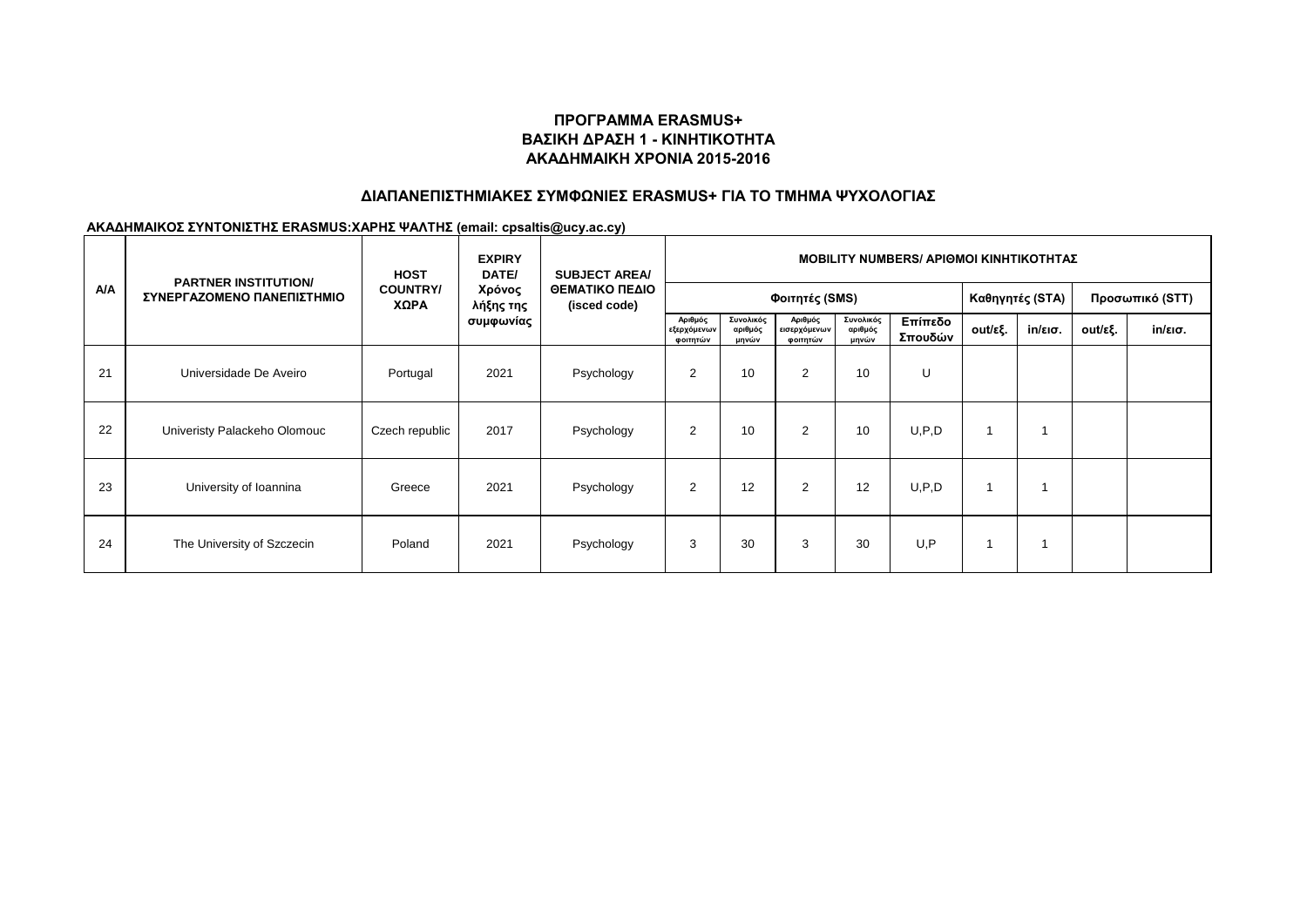**ΠΡΟΓΡΑΜΜΑ ERASMUS+**
**ΒΑΣΙΚΗ ΔΡΑΣΗ 1 - ΚΙΝΗΤΙΚΟΤΗΤΑ**
**ΑΚΑΔΗΜΑΙΚΗ ΧΡΟΝΙΑ 2015-2016**

**ΔΙΑΠΑΝΕΠΙΣΤΗΜΙΑΚΕΣ ΣΥΜΦΩΝΙΕΣ ERASMUS+ ΓΙΑ ΤΟ ΤΜΗΜΑ ΨΥΧΟΛΟΓΙΑΣ**

**ΑΚΑΔΗΜΑΙΚΟΣ ΣΥΝΤΟΝΙΣΤΗΣ ERASMUS:ΧΑΡΗΣ ΨΑΛΤΗΣ (email: cpsaltis@ucy.ac.cy)**

| Α/Α | PARTNER INSTITUTION/ ΣΥΝΕΡΓΑΖΟΜΕΝΟ ΠΑΝΕΠΙΣΤΗΜΙΟ | HOST COUNTRY/ ΧΩΡΑ | EXPIRY DATE/ Χρόνος λήξης της συμφωνίας | SUBJECT AREA/ ΘΕΜΑΤΙΚΟ ΠΕΔΙΟ (isced code) | MOBILITY NUMBERS/ ΑΡΙΘΜΟΙ ΚΙΝΗΤΙΚΟΤΗΤΑΣ | | | | | | | | |
|---|---|---|---|---|---|---|---|---|---|---|---|---|---|
| | | | | | Φοιτητές (SMS) | | | | | Καθηγητές (STA) | | Προσωπικό (STT) | |
| | | | | | Αριθμός εξερχόμενων φοιτητών | Συνολικός αριθμός μηνών | Αριθμός εισερχόμενων φοιτητών | Συνολικός αριθμός μηνών | Επίπεδο Σπουδών | out/εξ. | in/εισ. | out/εξ. | in/εισ. |
| 21 | Universidade De Aveiro | Portugal | 2021 | Psychology | 2 | 10 | 2 | 10 | U | | | | |
| 22 | Univeristy Palackeho Olomouc | Czech republic | 2017 | Psychology | 2 | 10 | 2 | 10 | U,P,D | 1 | 1 | | |
| 23 | University of Ioannina | Greece | 2021 | Psychology | 2 | 12 | 2 | 12 | U,P,D | 1 | 1 | | |
| 24 | The University of Szczecin | Poland | 2021 | Psychology | 3 | 30 | 3 | 30 | U,P | 1 | 1 | | |